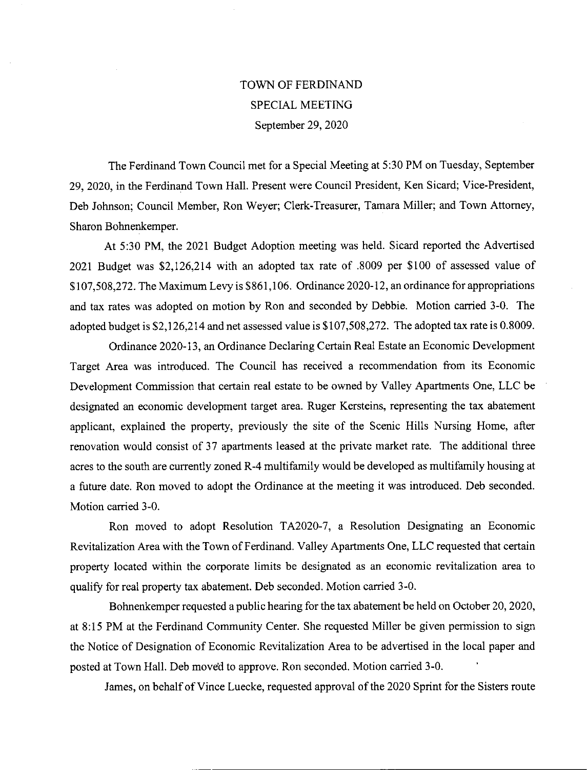# TOWN OF FERDINAND
## SPECIAL MEETING
### September 29, 2020

The Ferdinand Town Council met for a Special Meeting at 5:30 PM on Tuesday, September 29, 2020, in the Ferdinand Town Hall. Present were Council President, Ken Sicard; Vice-President, Deb Johnson; Council Member, Ron Weyer; Clerk-Treasurer, Tamara Miller; and Town Attorney, Sharon Bohnenkemper.

At 5:30 PM, the 2021 Budget Adoption meeting was held. Sicard reported the Advertised 2021 Budget was $2,126,214 with an adopted tax rate of .8009 per $100 of assessed value of $107,508,272. The Maximum Levy is $861,106. Ordinance 2020-12, an ordinance for appropriations and tax rates was adopted on motion by Ron and seconded by Debbie. Motion carried 3-0. The adopted budget is $2,126,214 and net assessed value is $107,508,272. The adopted tax rate is 0.8009.

Ordinance 2020-13, an Ordinance Declaring Certain Real Estate an Economic Development Target Area was introduced. The Council has received a recommendation from its Economic Development Commission that certain real estate to be owned by Valley Apartments One, LLC be designated an economic development target area. Ruger Kersteins, representing the tax abatement applicant, explained the property, previously the site of the Scenic Hills Nursing Home, after renovation would consist of 37 apartments leased at the private market rate. The additional three acres to the south are currently zoned R-4 multifamily would be developed as multifamily housing at a future date. Ron moved to adopt the Ordinance at the meeting it was introduced. Deb seconded. Motion carried 3-0.

Ron moved to adopt Resolution TA2020-7, a Resolution Designating an Economic Revitalization Area with the Town of Ferdinand. Valley Apartments One, LLC requested that certain property located within the corporate limits be designated as an economic revitalization area to qualify for real property tax abatement. Deb seconded. Motion carried 3-0.

Bohnenkemper requested a public hearing for the tax abatement be held on October 20, 2020, at 8:15 PM at the Ferdinand Community Center. She requested Miller be given permission to sign the Notice of Designation of Economic Revitalization Area to be advertised in the local paper and posted at Town Hall. Deb moved to approve. Ron seconded. Motion carried 3-0.

James, on behalf of Vince Luecke, requested approval of the 2020 Sprint for the Sisters route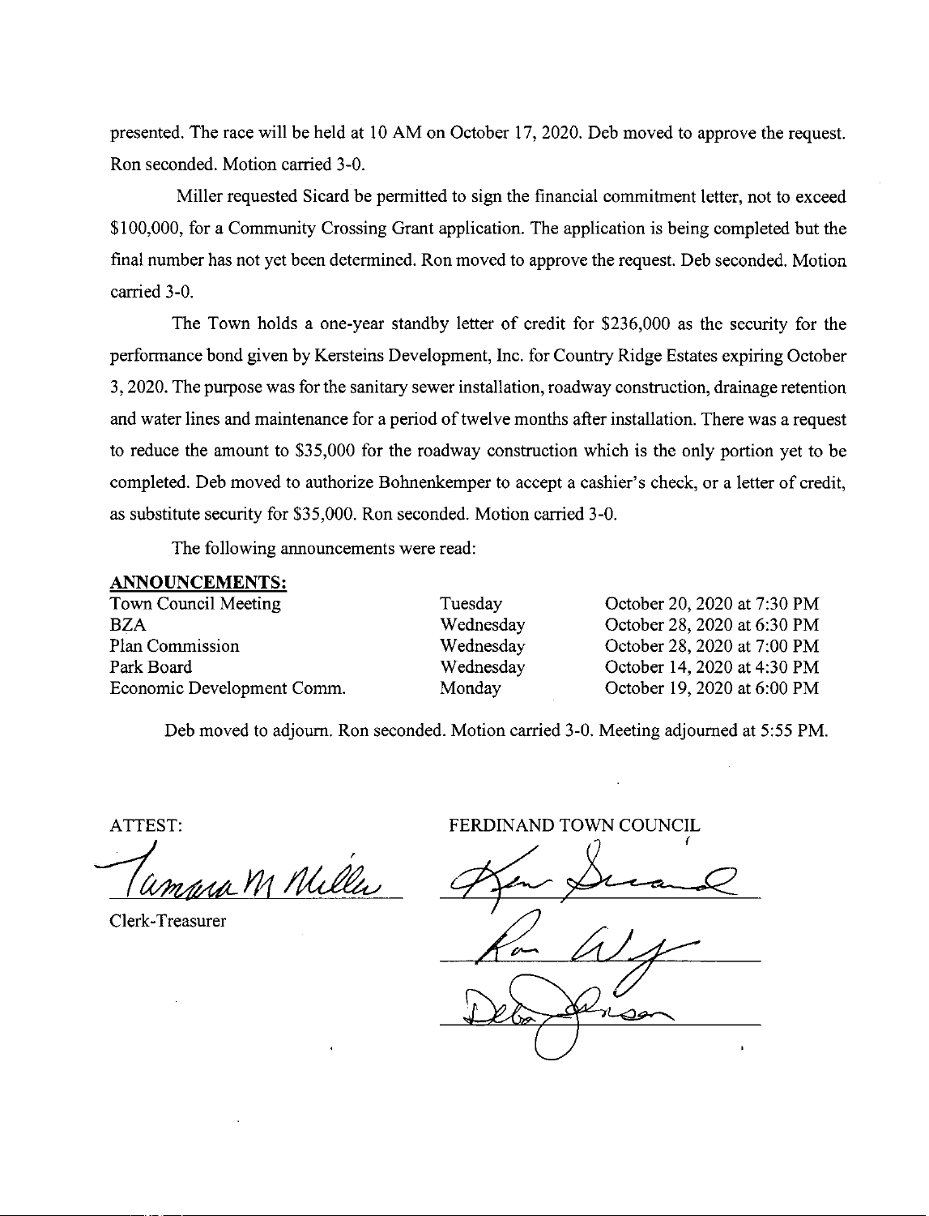presented. The race will be held at 10 AM on October 17, 2020. Deb moved to approve the request. Ron seconded. Motion carried 3-0.

Miller requested Sicard be permitted to sign the financial commitment letter, not to exceed $100,000, for a Community Crossing Grant application. The application is being completed but the final number has not yet been determined. Ron moved to approve the request. Deb seconded. Motion carried 3-0.

The Town holds a one-year standby letter of credit for $236,000 as the security for the performance bond given by Kersteins Development, Inc. for Country Ridge Estates expiring October 3, 2020. The purpose was for the sanitary sewer installation, roadway construction, drainage retention and water lines and maintenance for a period of twelve months after installation. There was a request to reduce the amount to $35,000 for the roadway construction which is the only portion yet to be completed. Deb moved to authorize Bohnenkemper to accept a cashier's check, or a letter of credit, as substitute security for $35,000. Ron seconded. Motion carried 3-0.

The following announcements were read:

**ANNOUNCEMENTS:**

| | | |
|---|---|---|
| Town Council Meeting | Tuesday | October 20, 2020 at 7:30 PM |
| BZA | Wednesday | October 28, 2020 at 6:30 PM |
| Plan Commission | Wednesday | October 28, 2020 at 7:00 PM |
| Park Board | Wednesday | October 14, 2020 at 4:30 PM |
| Economic Development Comm. | Monday | October 19, 2020 at 6:00 PM |

Deb moved to adjourn. Ron seconded. Motion carried 3-0. Meeting adjourned at 5:55 PM.

ATTEST:

Tamara M Miller

Clerk-Treasurer

FERDINAND TOWN COUNCIL

Ken Sicard

Ron Wg

Debra Johnson